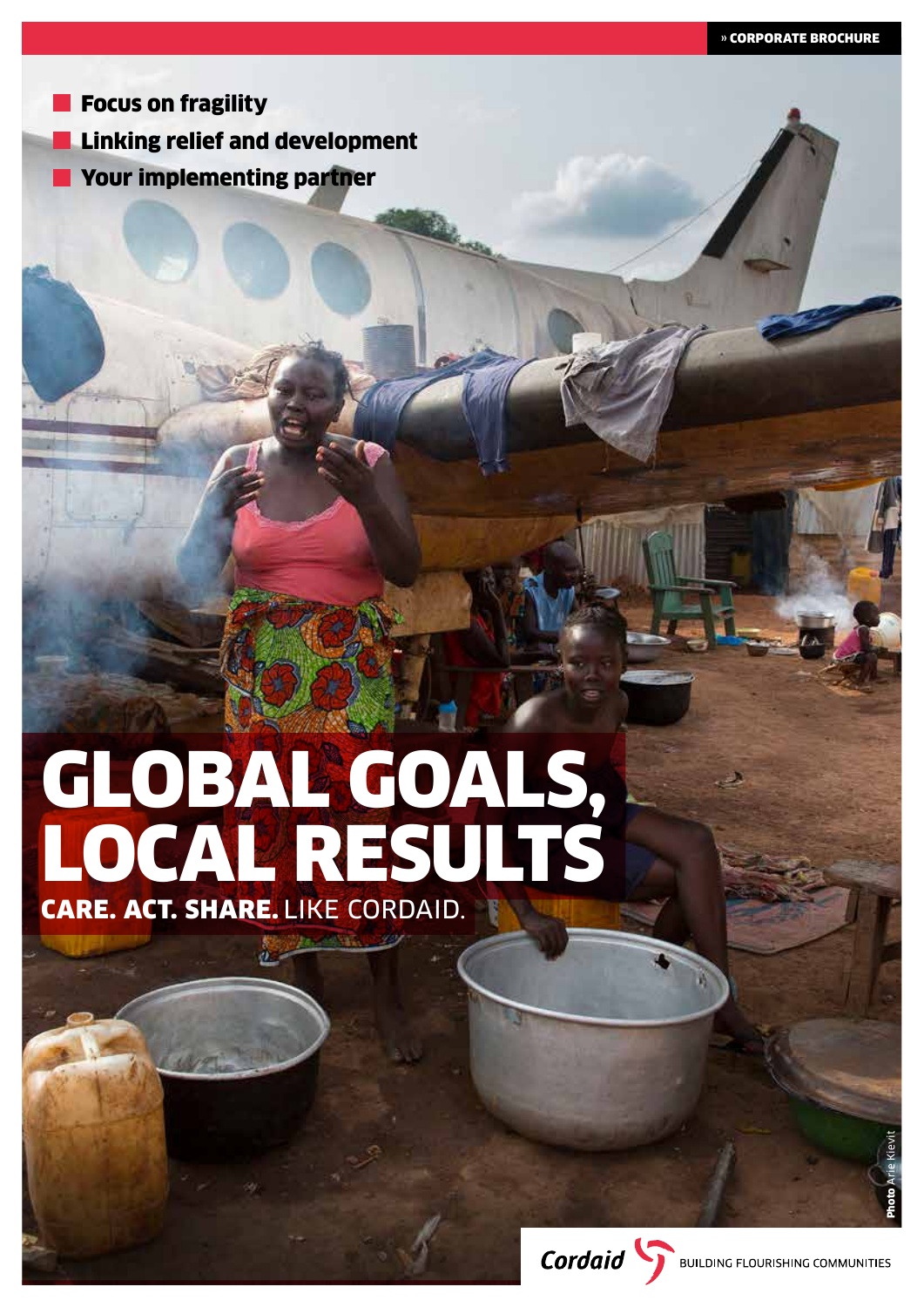» CORPORATE BROCHURE

- Focus on fragility
- Linking relief and development
- Your implementing partner

# GLOBAL GOALS, LOCAL RESULTS

**CARE. ACT. SHARE.** LIKE CORDAID.

Photo Arie Kievit

Cordaid BUILDING FLOURISHING COMMUNITIES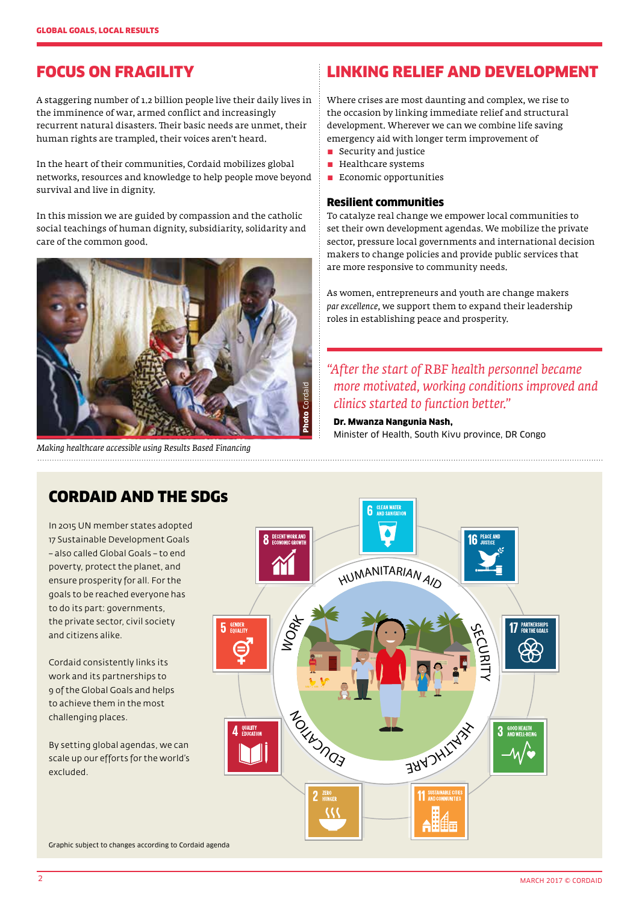## FOCUS ON FRAGILITY

A staggering number of 1.2 billion people live their daily lives in the imminence of war, armed conflict and increasingly recurrent natural disasters. Their basic needs are unmet, their human rights are trampled, their voices aren't heard.

In the heart of their communities, Cordaid mobilizes global networks, resources and knowledge to help people move beyond survival and live in dignity.

In this mission we are guided by compassion and the catholic social teachings of human dignity, subsidiarity, solidarity and care of the common good.

Photo Cordaid

*Making healthcare accessible using Results Based Financing*

## LINKING RELIEF AND DEVELOPMENT

Where crises are most daunting and complex, we rise to the occasion by linking immediate relief and structural development. Wherever we can we combine life saving emergency aid with longer term improvement of

- Security and justice
- Healthcare systems
- Economic opportunities

### Resilient communities

To catalyze real change we empower local communities to set their own development agendas. We mobilize the private sector, pressure local governments and international decision makers to change policies and provide public services that are more responsive to community needs.

As women, entrepreneurs and youth are change makers *par excellence*, we support them to expand their leadership roles in establishing peace and prosperity.

> *"After the start of RBF health personnel became more motivated, working conditions improved and clinics started to function better."*
>
> **Dr. Mwanza Nangunia Nash,**
> Minister of Health, South Kivu province, DR Congo

## CORDAID AND THE SDGs

In 2015 UN member states adopted 17 Sustainable Development Goals – also called Global Goals – to end poverty, protect the planet, and ensure prosperity for all. For the goals to be reached everyone has to do its part: governments, the private sector, civil society and citizens alike.

Cordaid consistently links its work and its partnerships to 9 of the Global Goals and helps to achieve them in the most challenging places.

By setting global agendas, we can scale up our efforts for the world's excluded.

6 CLEAN WATER AND SANITATION · 16 PEACE AND JUSTICE · 17 PARTNERSHIPS FOR THE GOALS · 3 GOOD HEALTH AND WELL-BEING · 11 SUSTAINABLE CITIES AND COMMUNITIES · 2 ZERO HUNGER · 4 QUALITY EDUCATION · 5 GENDER EQUALITY · 8 DECENT WORK AND ECONOMIC GROWTH

HUMANITARIAN AID · SECURITY · HEALTHCARE · EDUCATION · WORK

Graphic subject to changes according to Cordaid agenda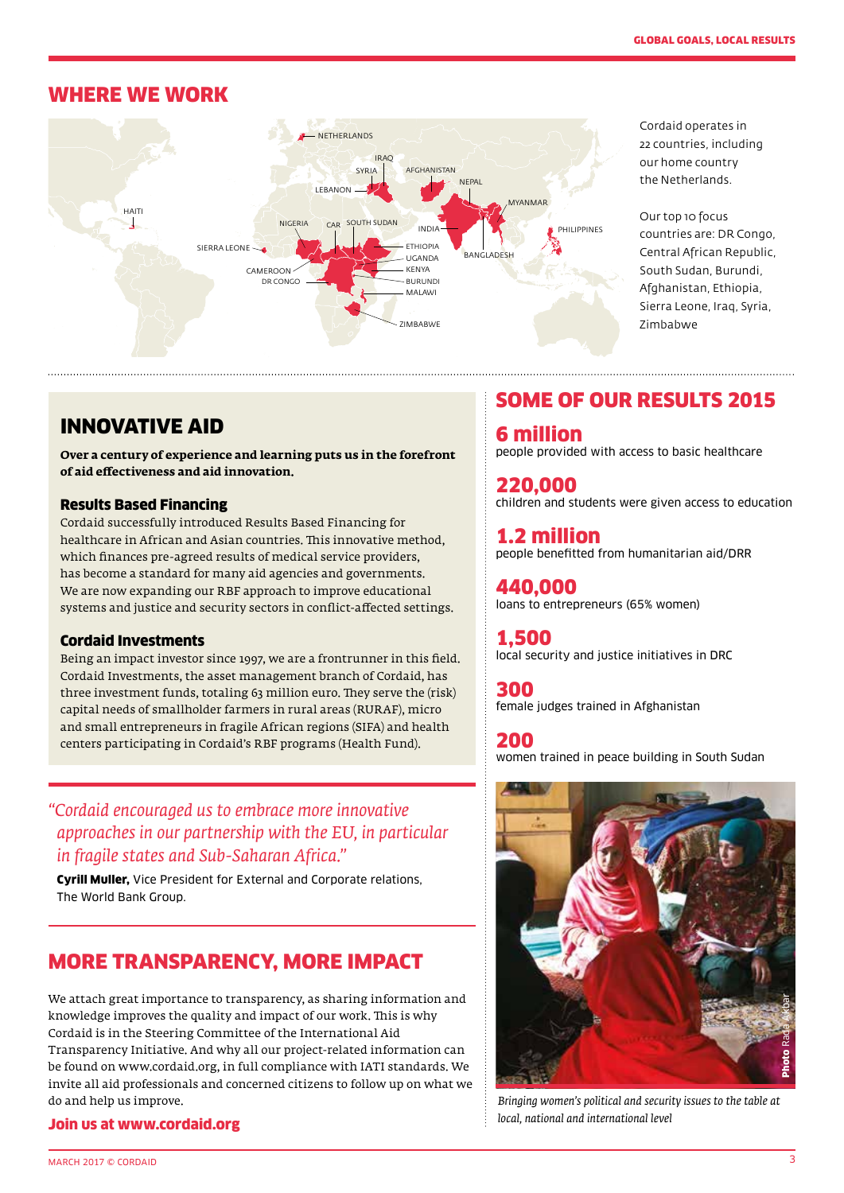## WHERE WE WORK

NETHERLANDS
IRAQ
SYRIA
AFGHANISTAN
LEBANON
NEPAL
MYANMAR
HAITI
NIGERIA
CAR
SOUTH SUDAN
INDIA
PHILIPPINES
SIERRA LEONE
ETHIOPIA
UGANDA
BANGLADESH
CAMEROON
KENYA
DR CONGO
BURUNDI
MALAWI
ZIMBABWE

Cordaid operates in 22 countries, including our home country the Netherlands.

Our top 10 focus countries are: DR Congo, Central African Republic, South Sudan, Burundi, Afghanistan, Ethiopia, Sierra Leone, Iraq, Syria, Zimbabwe

## INNOVATIVE AID

**Over a century of experience and learning puts us in the forefront of aid effectiveness and aid innovation.**

### Results Based Financing

Cordaid successfully introduced Results Based Financing for healthcare in African and Asian countries. This innovative method, which finances pre-agreed results of medical service providers, has become a standard for many aid agencies and governments. We are now expanding our RBF approach to improve educational systems and justice and security sectors in conflict-affected settings.

### Cordaid Investments

Being an impact investor since 1997, we are a frontrunner in this field. Cordaid Investments, the asset management branch of Cordaid, has three investment funds, totaling 63 million euro. They serve the (risk) capital needs of smallholder farmers in rural areas (RURAF), micro and small entrepreneurs in fragile African regions (SIFA) and health centers participating in Cordaid's RBF programs (Health Fund).

*"Cordaid encouraged us to embrace more innovative approaches in our partnership with the EU, in particular in fragile states and Sub-Saharan Africa."*

**Cyrill Muller,** Vice President for External and Corporate relations, The World Bank Group.

## MORE TRANSPARENCY, MORE IMPACT

We attach great importance to transparency, as sharing information and knowledge improves the quality and impact of our work. This is why Cordaid is in the Steering Committee of the International Aid Transparency Initiative. And why all our project-related information can be found on www.cordaid.org, in full compliance with IATI standards. We invite all aid professionals and concerned citizens to follow up on what we do and help us improve.

**Join us at www.cordaid.org**

## SOME OF OUR RESULTS 2015

**6 million**
people provided with access to basic healthcare

**220,000**
children and students were given access to education

**1.2 million**
people benefitted from humanitarian aid/DRR

**440,000**
loans to entrepreneurs (65% women)

**1,500**
local security and justice initiatives in DRC

**300**
female judges trained in Afghanistan

**200**
women trained in peace building in South Sudan

**Photo** Rada Akbar

*Bringing women's political and security issues to the table at local, national and international level*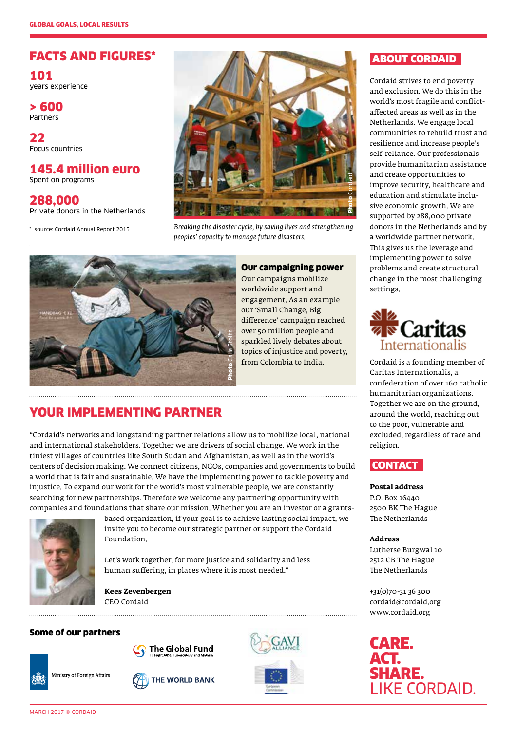## FACTS AND FIGURES*

**101**
years experience

**> 600**
Partners

**22**
Focus countries

**145.4 million euro**
Spent on programs

**288,000**
Private donors in the Netherlands

\* source: Cordaid Annual Report 2015

Photo Cordaid

*Breaking the disaster cycle, by saving lives and strengthening peoples' capacity to manage future disasters.*

Photo Calle Stoltz

### Our campaigning power

Our campaigns mobilize worldwide support and engagement. As an example our 'Small Change, Big difference' campaign reached over 50 million people and sparkled lively debates about topics of injustice and poverty, from Colombia to India.

## YOUR IMPLEMENTING PARTNER

"Cordaid's networks and longstanding partner relations allow us to mobilize local, national and international stakeholders. Together we are drivers of social change. We work in the tiniest villages of countries like South Sudan and Afghanistan, as well as in the world's centers of decision making. We connect citizens, NGOs, companies and governments to build a world that is fair and sustainable. We have the implementing power to tackle poverty and injustice. To expand our work for the world's most vulnerable people, we are constantly searching for new partnerships. Therefore we welcome any partnering opportunity with companies and foundations that share our mission. Whether you are an investor or a grants-based organization, if your goal is to achieve lasting social impact, we invite you to become our strategic partner or support the Cordaid Foundation.

Let's work together, for more justice and solidarity and less human suffering, in places where it is most needed."

**Kees Zevenbergen**
CEO Cordaid

### Some of our partners

Ministry of Foreign Affairs

The Global Fund — To Fight AIDS, Tuberculosis and Malaria

THE WORLD BANK

GAVI ALLIANCE

European Commission

## ABOUT CORDAID

Cordaid strives to end poverty and exclusion. We do this in the world's most fragile and conflict-affected areas as well as in the Netherlands. We engage local communities to rebuild trust and resilience and increase people's self-reliance. Our professionals provide humanitarian assistance and create opportunities to improve security, healthcare and education and stimulate inclusive economic growth. We are supported by 288,000 private donors in the Netherlands and by a worldwide partner network. This gives us the leverage and implementing power to solve problems and create structural change in the most challenging settings.

Caritas Internationalis

Cordaid is a founding member of Caritas Internationalis, a confederation of over 160 catholic humanitarian organizations. Together we are on the ground, around the world, reaching out to the poor, vulnerable and excluded, regardless of race and religion.

## CONTACT

**Postal address**
P.O. Box 16440
2500 BK The Hague
The Netherlands

**Address**
Lutherse Burgwal 10
2512 CB The Hague
The Netherlands

+31(0)70-31 36 300
cordaid@cordaid.org
www.cordaid.org

**CARE.**
**ACT.**
**SHARE.**
LIKE CORDAID.

MARCH 2017 © CORDAID